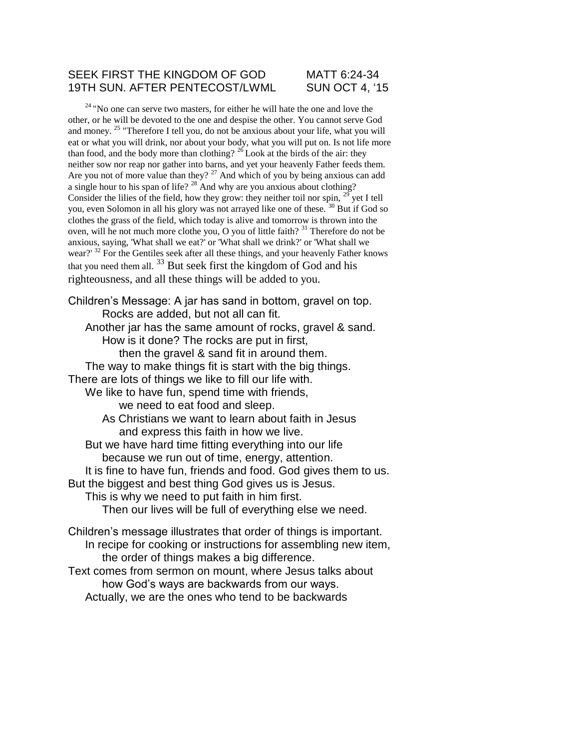SEEK FIRST THE KINGDOM OF GOD MATT 6:24-34
19TH SUN. AFTER PENTECOST/LWML SUN OCT 4, '15

[24] "No one can serve two masters, for either he will hate the one and love the other, or he will be devoted to the one and despise the other. You cannot serve God and money. [25] "Therefore I tell you, do not be anxious about your life, what you will eat or what you will drink, nor about your body, what you will put on. Is not life more than food, and the body more than clothing? [26] Look at the birds of the air: they neither sow nor reap nor gather into barns, and yet your heavenly Father feeds them. Are you not of more value than they? [27] And which of you by being anxious can add a single hour to his span of life? [28] And why are you anxious about clothing? Consider the lilies of the field, how they grow: they neither toil nor spin, [29] yet I tell you, even Solomon in all his glory was not arrayed like one of these. [30] But if God so clothes the grass of the field, which today is alive and tomorrow is thrown into the oven, will he not much more clothe you, O you of little faith? [31] Therefore do not be anxious, saying, 'What shall we eat?' or 'What shall we drink?' or 'What shall we wear?' [32] For the Gentiles seek after all these things, and your heavenly Father knows that you need them all. [33] But seek first the kingdom of God and his righteousness, and all these things will be added to you.

Children's Message: A jar has sand in bottom, gravel on top.
Rocks are added, but not all can fit.
Another jar has the same amount of rocks, gravel & sand.
How is it done? The rocks are put in first,
then the gravel & sand fit in around them.
The way to make things fit is start with the big things.
There are lots of things we like to fill our life with.
We like to have fun, spend time with friends,
we need to eat food and sleep.
As Christians we want to learn about faith in Jesus
and express this faith in how we live.
But we have hard time fitting everything into our life
because we run out of time, energy, attention.
It is fine to have fun, friends and food. God gives them to us.
But the biggest and best thing God gives us is Jesus.
This is why we need to put faith in him first.
Then our lives will be full of everything else we need.

Children's message illustrates that order of things is important.
In recipe for cooking or instructions for assembling new item,
the order of things makes a big difference.
Text comes from sermon on mount, where Jesus talks about
how God's ways are backwards from our ways.
Actually, we are the ones who tend to be backwards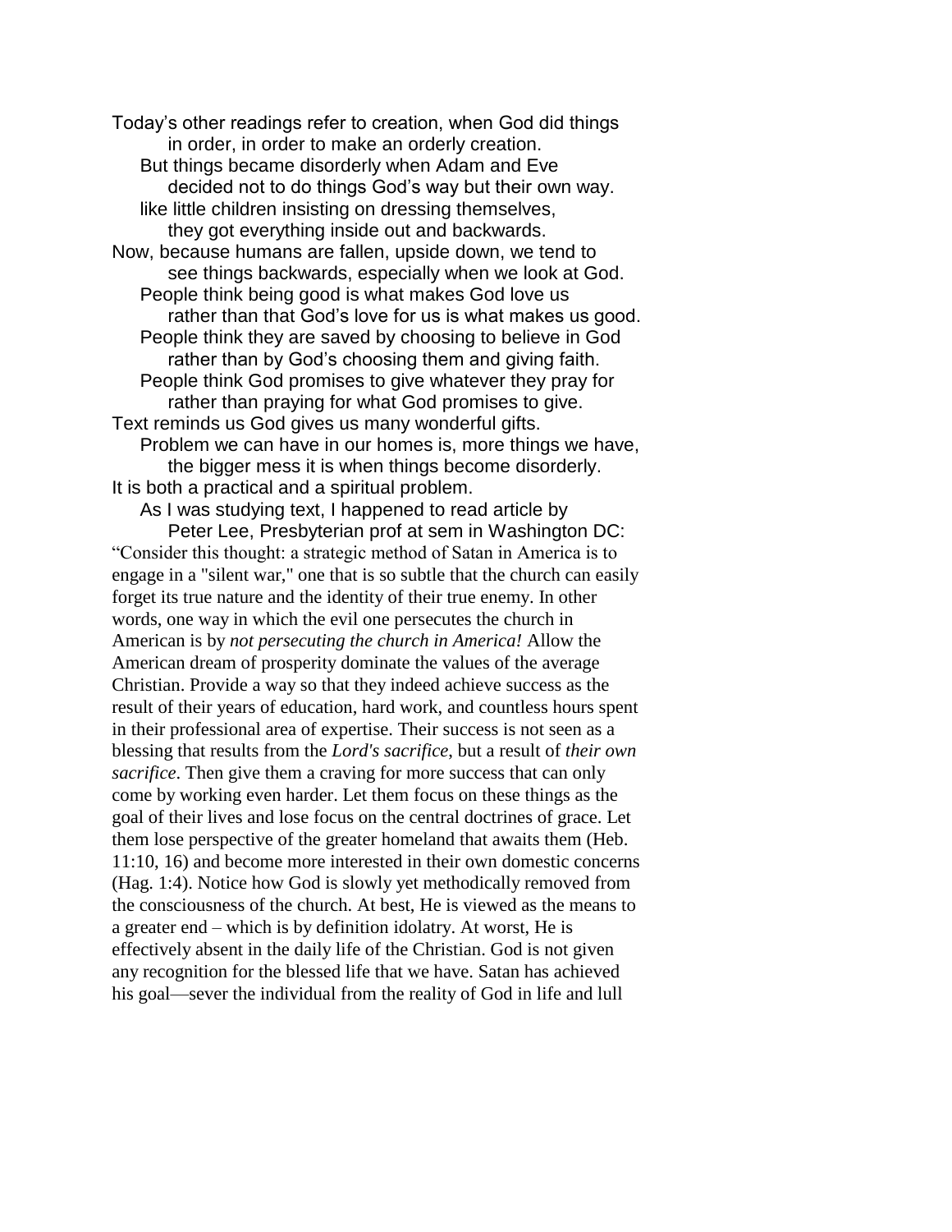Today's other readings refer to creation, when God did things in order, in order to make an orderly creation.

But things became disorderly when Adam and Eve decided not to do things God's way but their own way.

like little children insisting on dressing themselves, they got everything inside out and backwards.

Now, because humans are fallen, upside down, we tend to see things backwards, especially when we look at God.

People think being good is what makes God love us rather than that God's love for us is what makes us good.

People think they are saved by choosing to believe in God rather than by God's choosing them and giving faith.

People think God promises to give whatever they pray for rather than praying for what God promises to give.

Text reminds us God gives us many wonderful gifts.

Problem we can have in our homes is, more things we have, the bigger mess it is when things become disorderly.

It is both a practical and a spiritual problem.

As I was studying text, I happened to read article by Peter Lee, Presbyterian prof at sem in Washington DC:

"Consider this thought: a strategic method of Satan in America is to engage in a "silent war," one that is so subtle that the church can easily forget its true nature and the identity of their true enemy. In other words, one way in which the evil one persecutes the church in American is by *not persecuting the church in America!* Allow the American dream of prosperity dominate the values of the average Christian. Provide a way so that they indeed achieve success as the result of their years of education, hard work, and countless hours spent in their professional area of expertise. Their success is not seen as a blessing that results from the *Lord's sacrifice*, but a result of *their own sacrifice*. Then give them a craving for more success that can only come by working even harder. Let them focus on these things as the goal of their lives and lose focus on the central doctrines of grace. Let them lose perspective of the greater homeland that awaits them (Heb. 11:10, 16) and become more interested in their own domestic concerns (Hag. 1:4). Notice how God is slowly yet methodically removed from the consciousness of the church. At best, He is viewed as the means to a greater end – which is by definition idolatry. At worst, He is effectively absent in the daily life of the Christian. God is not given any recognition for the blessed life that we have. Satan has achieved his goal—sever the individual from the reality of God in life and lull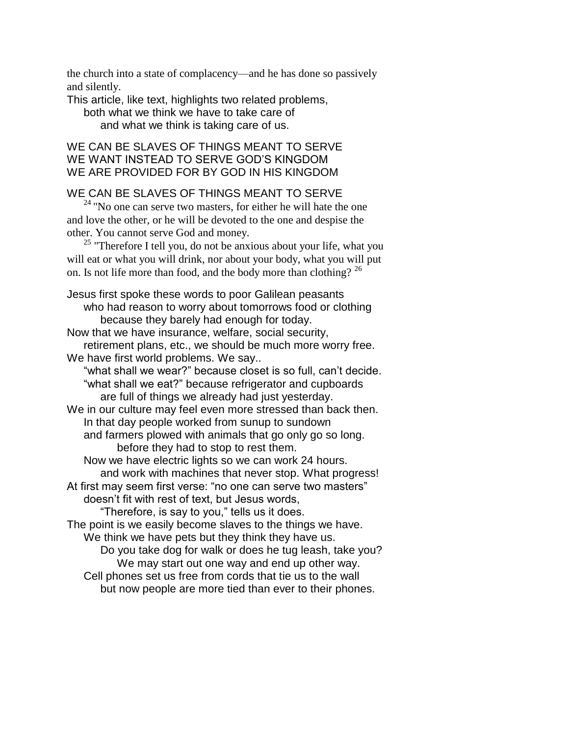the church into a state of complacency—and he has done so passively and silently.

This article, like text, highlights two related problems,
both what we think we have to take care of
and what we think is taking care of us.

WE CAN BE SLAVES OF THINGS MEANT TO SERVE
WE WANT INSTEAD TO SERVE GOD'S KINGDOM
WE ARE PROVIDED FOR BY GOD IN HIS KINGDOM

WE CAN BE SLAVES OF THINGS MEANT TO SERVE

[24] "No one can serve two masters, for either he will hate the one and love the other, or he will be devoted to the one and despise the other. You cannot serve God and money.

[25] "Therefore I tell you, do not be anxious about your life, what you will eat or what you will drink, nor about your body, what you will put on. Is not life more than food, and the body more than clothing? [26]

Jesus first spoke these words to poor Galilean peasants
who had reason to worry about tomorrows food or clothing
because they barely had enough for today.
Now that we have insurance, welfare, social security,
retirement plans, etc., we should be much more worry free.
We have first world problems. We say..
"what shall we wear?" because closet is so full, can't decide.
"what shall we eat?" because refrigerator and cupboards
are full of things we already had just yesterday.
We in our culture may feel even more stressed than back then.
In that day people worked from sunup to sundown
and farmers plowed with animals that go only go so long.
before they had to stop to rest them.
Now we have electric lights so we can work 24 hours.
and work with machines that never stop. What progress!
At first may seem first verse: "no one can serve two masters"
doesn't fit with rest of text, but Jesus words,
"Therefore, is say to you," tells us it does.
The point is we easily become slaves to the things we have.
We think we have pets but they think they have us.
Do you take dog for walk or does he tug leash, take you?
We may start out one way and end up other way.
Cell phones set us free from cords that tie us to the wall
but now people are more tied than ever to their phones.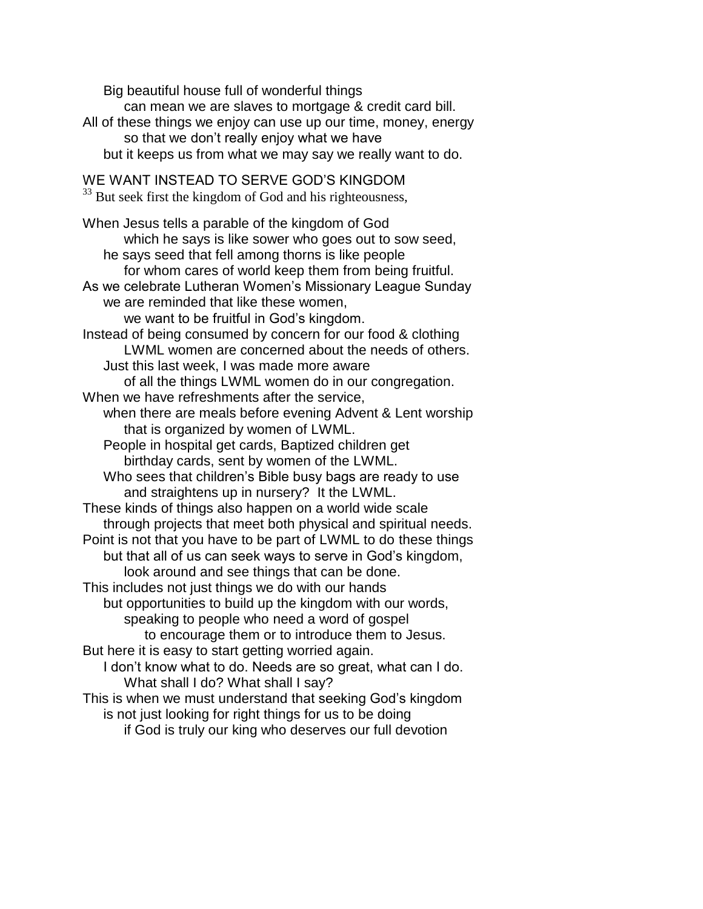Big beautiful house full of wonderful things
can mean we are slaves to mortgage & credit card bill.
All of these things we enjoy can use up our time, money, energy
so that we don't really enjoy what we have
but it keeps us from what we may say we really want to do.

WE WANT INSTEAD TO SERVE GOD'S KINGDOM
[33] But seek first the kingdom of God and his righteousness,

When Jesus tells a parable of the kingdom of God
which he says is like sower who goes out to sow seed,
he says seed that fell among thorns is like people
for whom cares of world keep them from being fruitful.
As we celebrate Lutheran Women's Missionary League Sunday
we are reminded that like these women,
we want to be fruitful in God's kingdom.
Instead of being consumed by concern for our food & clothing
LWML women are concerned about the needs of others.
Just this last week, I was made more aware
of all the things LWML women do in our congregation.
When we have refreshments after the service,
when there are meals before evening Advent & Lent worship
that is organized by women of LWML.
People in hospital get cards, Baptized children get
birthday cards, sent by women of the LWML.
Who sees that children's Bible busy bags are ready to use
and straightens up in nursery? It the LWML.
These kinds of things also happen on a world wide scale
through projects that meet both physical and spiritual needs.
Point is not that you have to be part of LWML to do these things
but that all of us can seek ways to serve in God's kingdom,
look around and see things that can be done.
This includes not just things we do with our hands
but opportunities to build up the kingdom with our words,
speaking to people who need a word of gospel
to encourage them or to introduce them to Jesus.
But here it is easy to start getting worried again.
I don't know what to do. Needs are so great, what can I do.
What shall I do? What shall I say?
This is when we must understand that seeking God's kingdom
is not just looking for right things for us to be doing
if God is truly our king who deserves our full devotion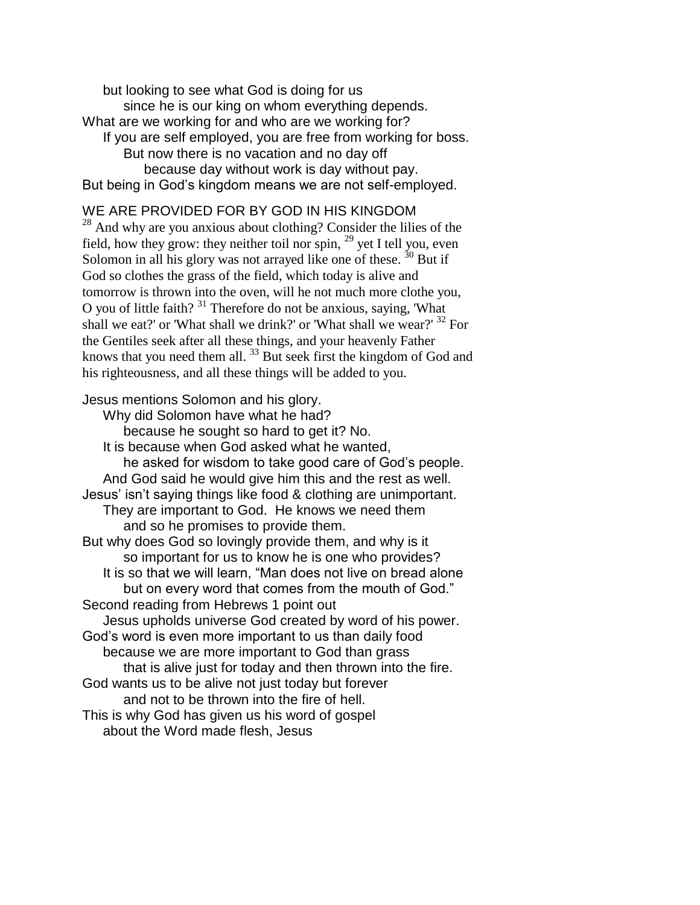but looking to see what God is doing for us
since he is our king on whom everything depends.
What are we working for and who are we working for?
If you are self employed, you are free from working for boss.
But now there is no vacation and no day off
because day without work is day without pay.
But being in God's kingdom means we are not self-employed.

WE ARE PROVIDED FOR BY GOD IN HIS KINGDOM

[28] And why are you anxious about clothing? Consider the lilies of the field, how they grow: they neither toil nor spin, [29] yet I tell you, even Solomon in all his glory was not arrayed like one of these. [30] But if God so clothes the grass of the field, which today is alive and tomorrow is thrown into the oven, will he not much more clothe you, O you of little faith? [31] Therefore do not be anxious, saying, 'What shall we eat?' or 'What shall we drink?' or 'What shall we wear?' [32] For the Gentiles seek after all these things, and your heavenly Father knows that you need them all. [33] But seek first the kingdom of God and his righteousness, and all these things will be added to you.

Jesus mentions Solomon and his glory.
Why did Solomon have what he had?
because he sought so hard to get it? No.
It is because when God asked what he wanted,
he asked for wisdom to take good care of God's people.
And God said he would give him this and the rest as well.
Jesus' isn't saying things like food & clothing are unimportant.
They are important to God. He knows we need them
and so he promises to provide them.
But why does God so lovingly provide them, and why is it
so important for us to know he is one who provides?
It is so that we will learn, "Man does not live on bread alone
but on every word that comes from the mouth of God."
Second reading from Hebrews 1 point out
Jesus upholds universe God created by word of his power.
God's word is even more important to us than daily food
because we are more important to God than grass
that is alive just for today and then thrown into the fire.
God wants us to be alive not just today but forever
and not to be thrown into the fire of hell.
This is why God has given us his word of gospel
about the Word made flesh, Jesus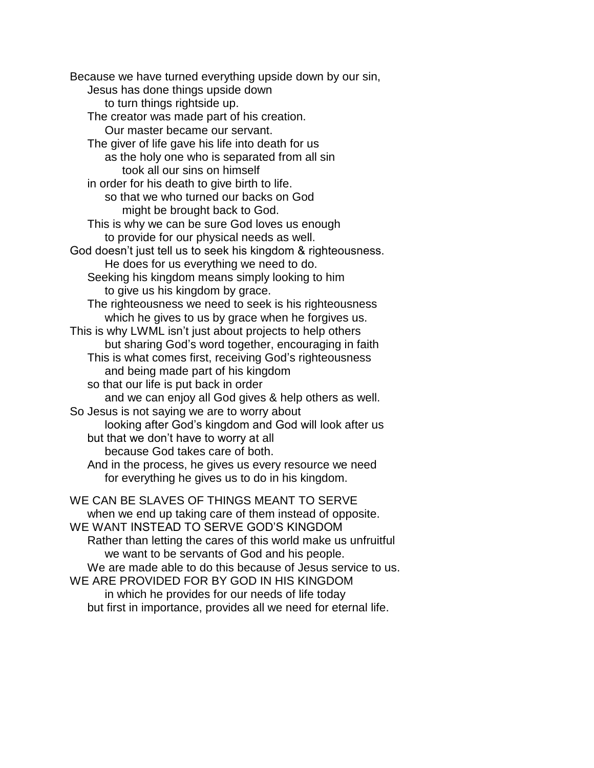Because we have turned everything upside down by our sin,
Jesus has done things upside down
to turn things rightside up.
The creator was made part of his creation.
Our master became our servant.
The giver of life gave his life into death for us
as the holy one who is separated from all sin
took all our sins on himself
in order for his death to give birth to life.
so that we who turned our backs on God
might be brought back to God.
This is why we can be sure God loves us enough
to provide for our physical needs as well.
God doesn't just tell us to seek his kingdom & righteousness.
He does for us everything we need to do.
Seeking his kingdom means simply looking to him
to give us his kingdom by grace.
The righteousness we need to seek is his righteousness
which he gives to us by grace when he forgives us.
This is why LWML isn't just about projects to help others
but sharing God's word together, encouraging in faith
This is what comes first, receiving God's righteousness
and being made part of his kingdom
so that our life is put back in order
and we can enjoy all God gives & help others as well.
So Jesus is not saying we are to worry about
looking after God's kingdom and God will look after us
but that we don't have to worry at all
because God takes care of both.
And in the process, he gives us every resource we need
for everything he gives us to do in his kingdom.

WE CAN BE SLAVES OF THINGS MEANT TO SERVE
when we end up taking care of them instead of opposite.
WE WANT INSTEAD TO SERVE GOD'S KINGDOM
Rather than letting the cares of this world make us unfruitful
we want to be servants of God and his people.
We are made able to do this because of Jesus service to us.
WE ARE PROVIDED FOR BY GOD IN HIS KINGDOM
in which he provides for our needs of life today
but first in importance, provides all we need for eternal life.